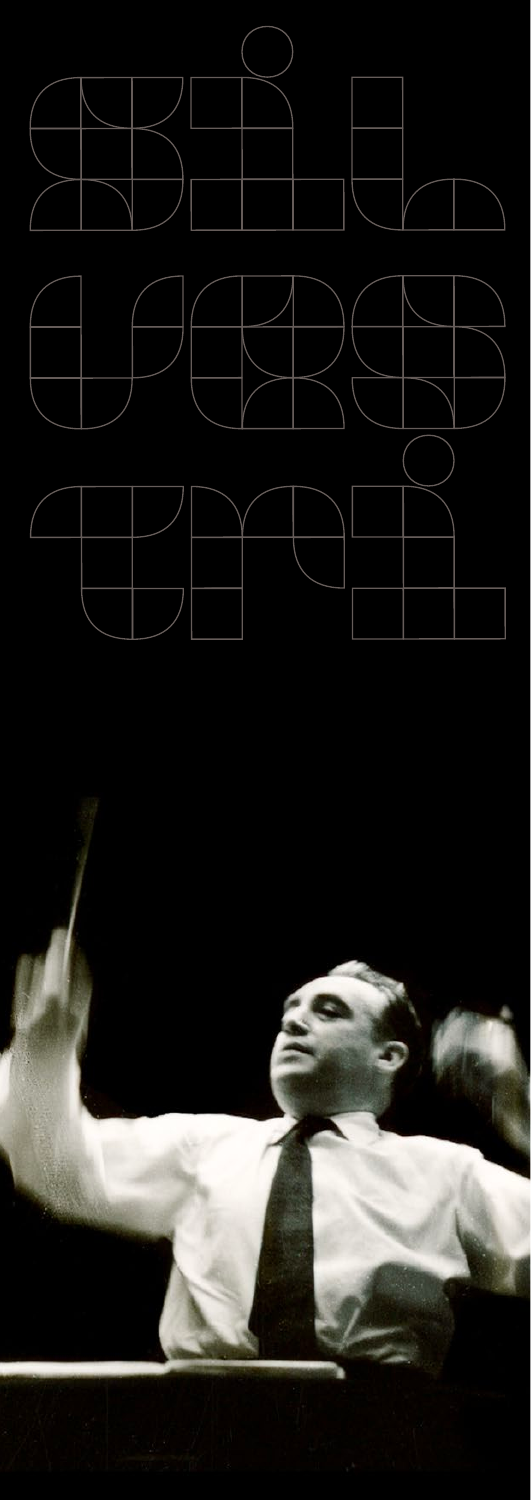# SIL
# VES
# TRI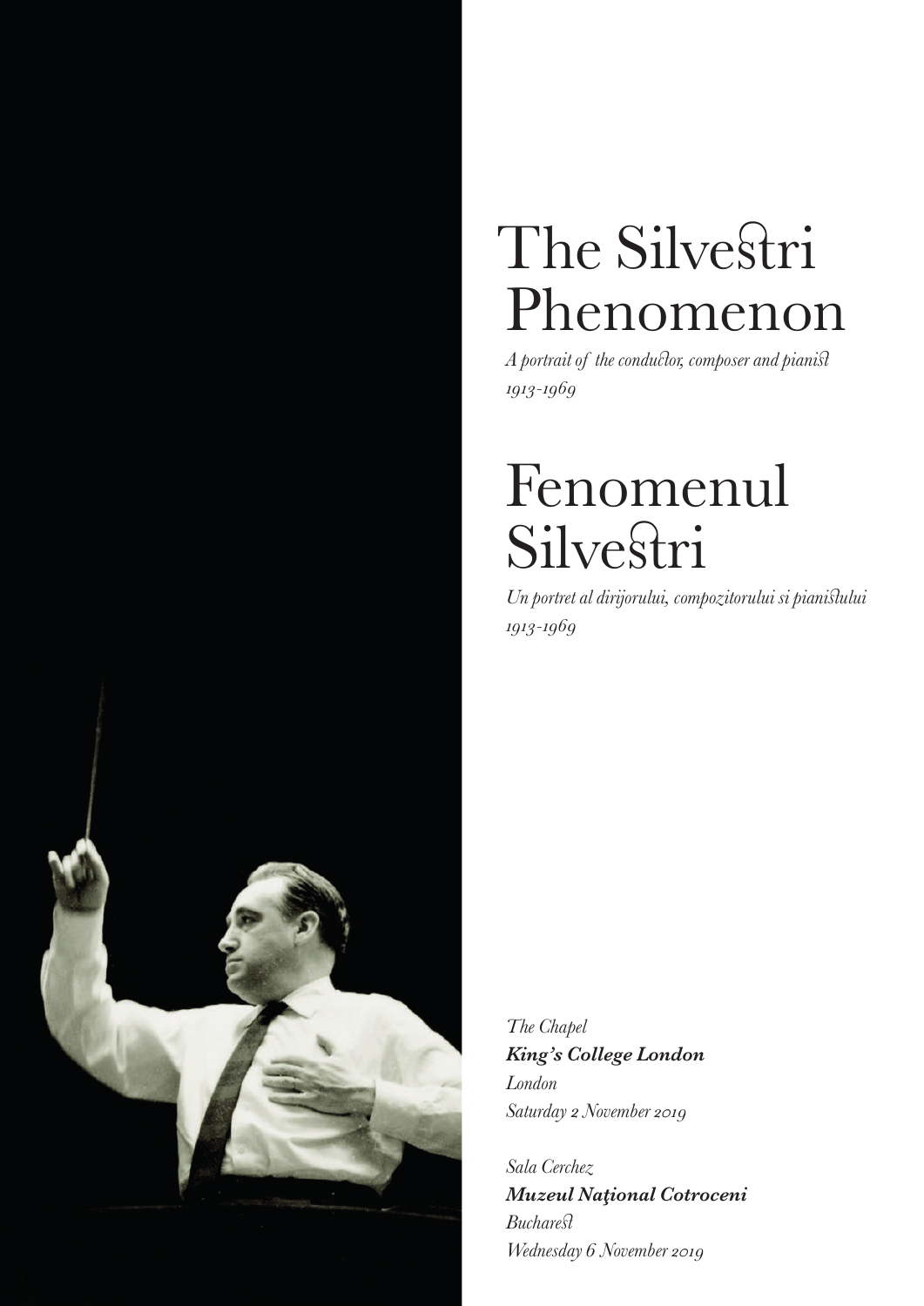# The Silvestri Phenomenon

*A portrait of the conductor, composer and pianist*
*1913-1969*

# Fenomenul Silvestri

*Un portret al dirijorului, compozitorului si pianistului*
*1913-1969*

*The Chapel*
***King's College London***
*London*
*Saturday 2 November 2019*

*Sala Cerchez*
***Muzeul Naţional Cotroceni***
*Bucharest*
*Wednesday 6 November 2019*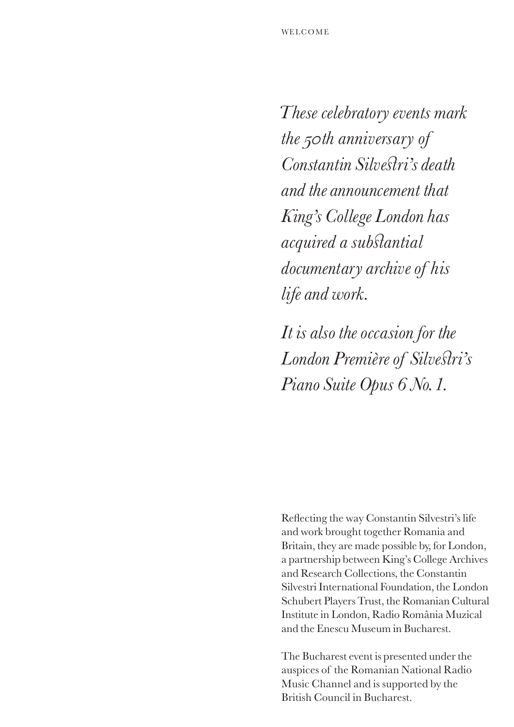*These celebratory events mark the 50th anniversary of Constantin Silvestri's death and the announcement that King's College London has acquired a substantial documentary archive of his life and work.*

*It is also the occasion for the London Première of Silvestri's Piano Suite Opus 6 No. 1.*

Reflecting the way Constantin Silvestri's life and work brought together Romania and Britain, they are made possible by, for London, a partnership between King's College Archives and Research Collections, the Constantin Silvestri International Foundation, the London Schubert Players Trust, the Romanian Cultural Institute in London, Radio România Muzical and the Enescu Museum in Bucharest.

The Bucharest event is presented under the auspices of the Romanian National Radio Music Channel and is supported by the British Council in Bucharest.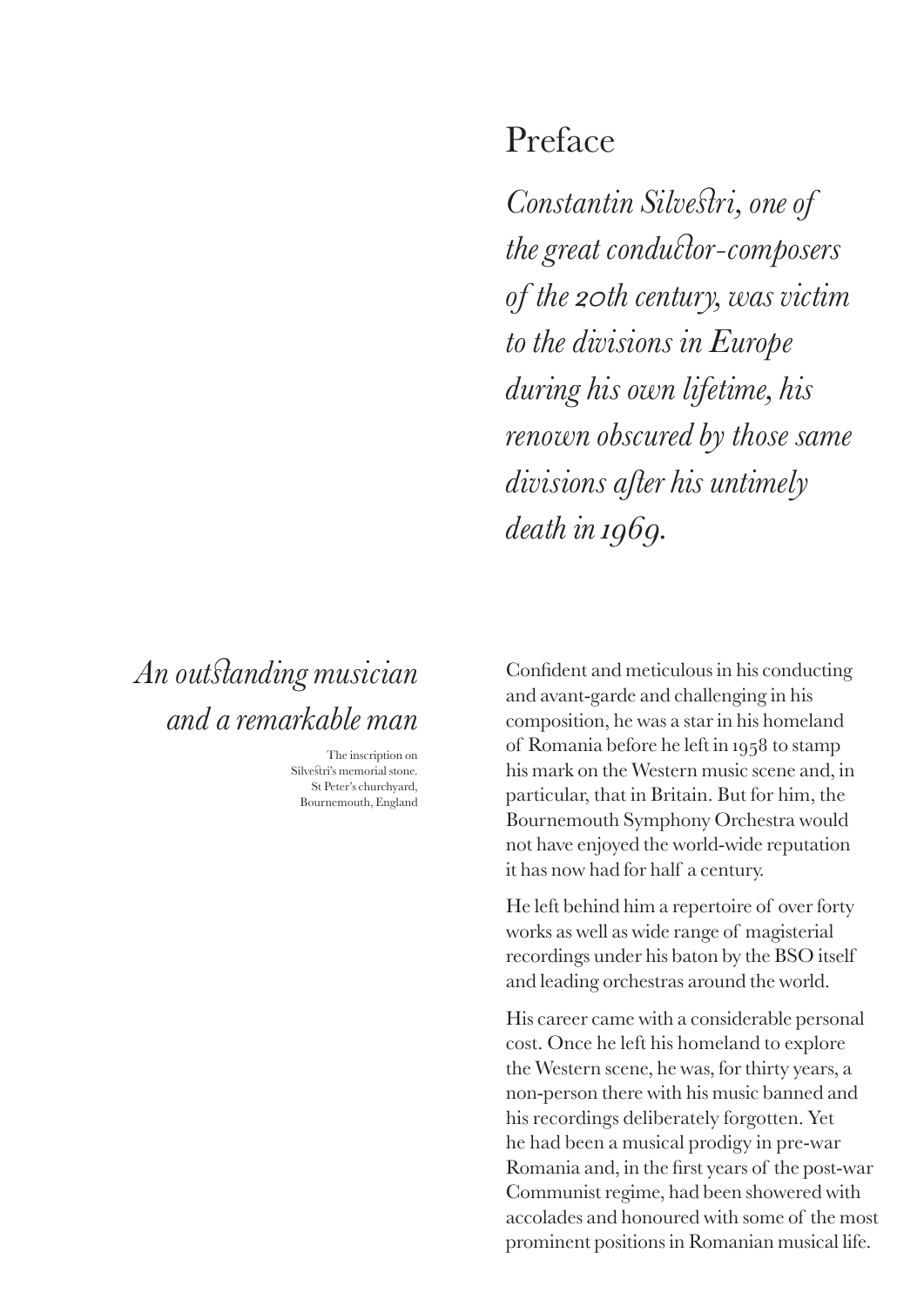# Preface

*Constantin Silvestri, one of the great conductor-composers of the 20th century, was victim to the divisions in Europe during his own lifetime, his renown obscured by those same divisions after his untimely death in 1969.*

## *An outstanding musician and a remarkable man*

The inscription on Silvestri's memorial stone. St Peter's churchyard, Bournemouth, England

Confident and meticulous in his conducting and avant-garde and challenging in his composition, he was a star in his homeland of Romania before he left in 1958 to stamp his mark on the Western music scene and, in particular, that in Britain. But for him, the Bournemouth Symphony Orchestra would not have enjoyed the world-wide reputation it has now had for half a century.

He left behind him a repertoire of over forty works as well as wide range of magisterial recordings under his baton by the BSO itself and leading orchestras around the world.

His career came with a considerable personal cost. Once he left his homeland to explore the Western scene, he was, for thirty years, a non-person there with his music banned and his recordings deliberately forgotten. Yet he had been a musical prodigy in pre-war Romania and, in the first years of the post-war Communist regime, had been showered with accolades and honoured with some of the most prominent positions in Romanian musical life.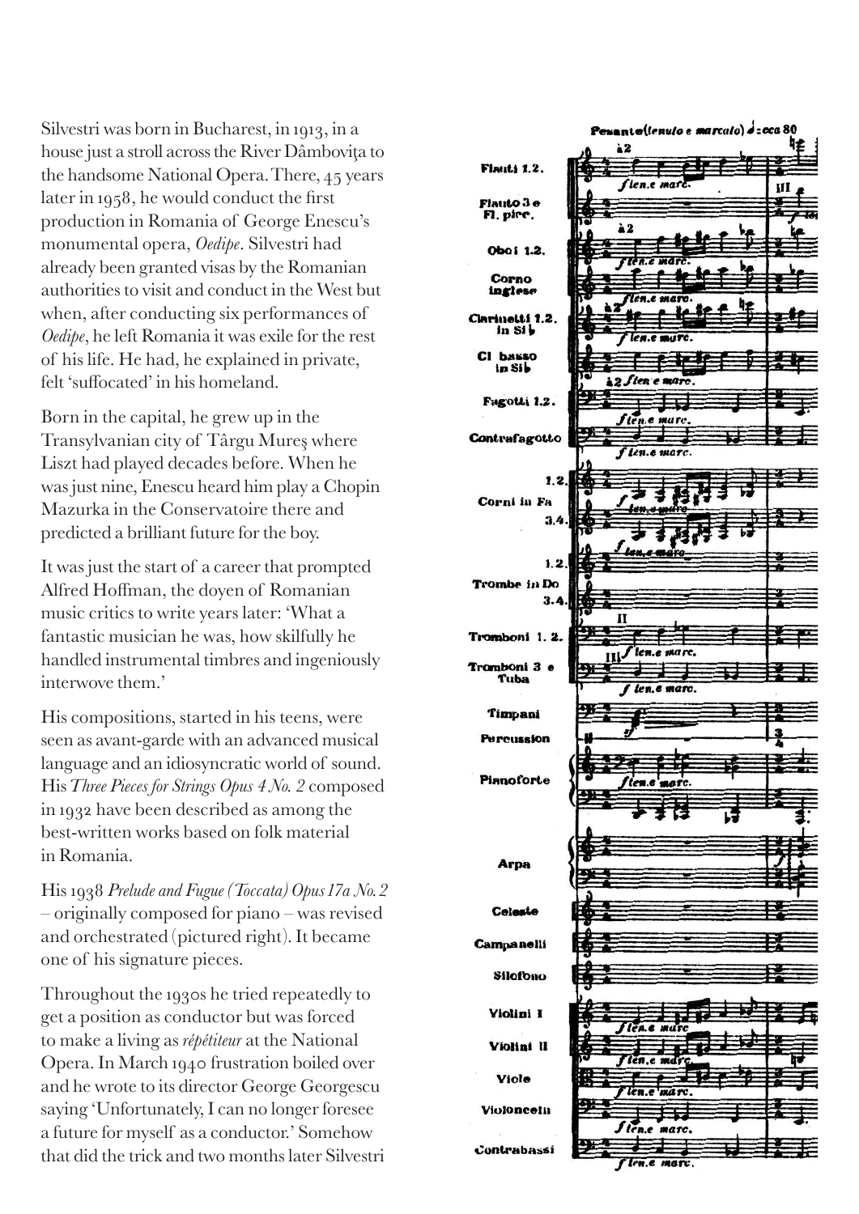Silvestri was born in Bucharest, in 1913, in a house just a stroll across the River Dâmboviţa to the handsome National Opera. There, 45 years later in 1958, he would conduct the first production in Romania of George Enescu's monumental opera, *Oedipe*. Silvestri had already been granted visas by the Romanian authorities to visit and conduct in the West but when, after conducting six performances of *Oedipe*, he left Romania it was exile for the rest of his life. He had, he explained in private, felt 'suffocated' in his homeland.

Born in the capital, he grew up in the Transylvanian city of Târgu Mureş where Liszt had played decades before. When he was just nine, Enescu heard him play a Chopin Mazurka in the Conservatoire there and predicted a brilliant future for the boy.

It was just the start of a career that prompted Alfred Hoffman, the doyen of Romanian music critics to write years later: 'What a fantastic musician he was, how skilfully he handled instrumental timbres and ingeniously interwove them.'

His compositions, started in his teens, were seen as avant-garde with an advanced musical language and an idiosyncratic world of sound. His *Three Pieces for Strings Opus 4 No. 2* composed in 1932 have been described as among the best-written works based on folk material in Romania.

His 1938 *Prelude and Fugue (Toccata) Opus 17a No. 2* – originally composed for piano – was revised and orchestrated (pictured right). It became one of his signature pieces.

Throughout the 1930s he tried repeatedly to get a position as conductor but was forced to make a living as *répétiteur* at the National Opera. In March 1940 frustration boiled over and he wrote to its director George Georgescu saying 'Unfortunately, I can no longer foresee a future for myself as a conductor.' Somehow that did the trick and two months later Silvestri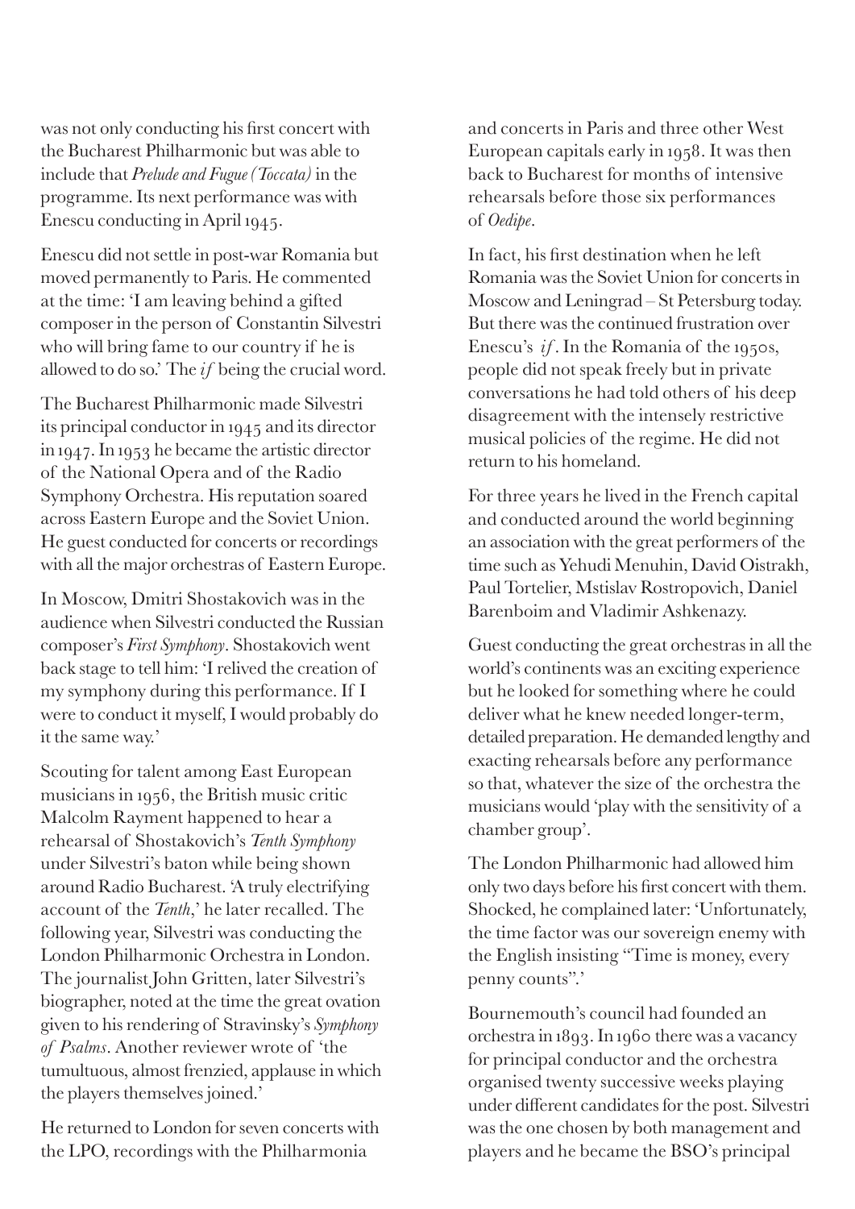was not only conducting his first concert with the Bucharest Philharmonic but was able to include that *Prelude and Fugue (Toccata)* in the programme. Its next performance was with Enescu conducting in April 1945.

Enescu did not settle in post-war Romania but moved permanently to Paris. He commented at the time: 'I am leaving behind a gifted composer in the person of Constantin Silvestri who will bring fame to our country if he is allowed to do so.' The *if* being the crucial word.

The Bucharest Philharmonic made Silvestri its principal conductor in 1945 and its director in 1947. In 1953 he became the artistic director of the National Opera and of the Radio Symphony Orchestra. His reputation soared across Eastern Europe and the Soviet Union. He guest conducted for concerts or recordings with all the major orchestras of Eastern Europe.

In Moscow, Dmitri Shostakovich was in the audience when Silvestri conducted the Russian composer's *First Symphony*. Shostakovich went back stage to tell him: 'I relived the creation of my symphony during this performance. If I were to conduct it myself, I would probably do it the same way.'

Scouting for talent among East European musicians in 1956, the British music critic Malcolm Rayment happened to hear a rehearsal of Shostakovich's *Tenth Symphony* under Silvestri's baton while being shown around Radio Bucharest. 'A truly electrifying account of the *Tenth*,' he later recalled. The following year, Silvestri was conducting the London Philharmonic Orchestra in London. The journalist John Gritten, later Silvestri's biographer, noted at the time the great ovation given to his rendering of Stravinsky's *Symphony of Psalms*. Another reviewer wrote of 'the tumultuous, almost frenzied, applause in which the players themselves joined.'

He returned to London for seven concerts with the LPO, recordings with the Philharmonia and concerts in Paris and three other West European capitals early in 1958. It was then back to Bucharest for months of intensive rehearsals before those six performances of *Oedipe*.

In fact, his first destination when he left Romania was the Soviet Union for concerts in Moscow and Leningrad – St Petersburg today. But there was the continued frustration over Enescu's *if*. In the Romania of the 1950s, people did not speak freely but in private conversations he had told others of his deep disagreement with the intensely restrictive musical policies of the regime. He did not return to his homeland.

For three years he lived in the French capital and conducted around the world beginning an association with the great performers of the time such as Yehudi Menuhin, David Oistrakh, Paul Tortelier, Mstislav Rostropovich, Daniel Barenboim and Vladimir Ashkenazy.

Guest conducting the great orchestras in all the world's continents was an exciting experience but he looked for something where he could deliver what he knew needed longer-term, detailed preparation. He demanded lengthy and exacting rehearsals before any performance so that, whatever the size of the orchestra the musicians would 'play with the sensitivity of a chamber group'.

The London Philharmonic had allowed him only two days before his first concert with them. Shocked, he complained later: 'Unfortunately, the time factor was our sovereign enemy with the English insisting "Time is money, every penny counts".'

Bournemouth's council had founded an orchestra in 1893. In 1960 there was a vacancy for principal conductor and the orchestra organised twenty successive weeks playing under different candidates for the post. Silvestri was the one chosen by both management and players and he became the BSO's principal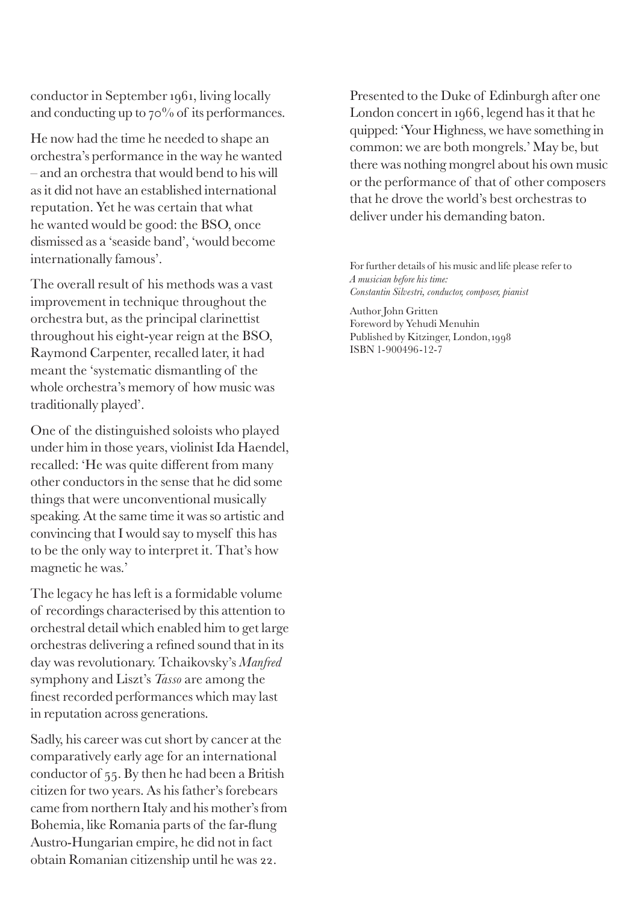conductor in September 1961, living locally and conducting up to 70% of its performances.

He now had the time he needed to shape an orchestra's performance in the way he wanted – and an orchestra that would bend to his will as it did not have an established international reputation. Yet he was certain that what he wanted would be good: the BSO, once dismissed as a 'seaside band', 'would become internationally famous'.

The overall result of his methods was a vast improvement in technique throughout the orchestra but, as the principal clarinettist throughout his eight-year reign at the BSO, Raymond Carpenter, recalled later, it had meant the 'systematic dismantling of the whole orchestra's memory of how music was traditionally played'.

One of the distinguished soloists who played under him in those years, violinist Ida Haendel, recalled: 'He was quite different from many other conductors in the sense that he did some things that were unconventional musically speaking. At the same time it was so artistic and convincing that I would say to myself this has to be the only way to interpret it. That's how magnetic he was.'

The legacy he has left is a formidable volume of recordings characterised by this attention to orchestral detail which enabled him to get large orchestras delivering a refined sound that in its day was revolutionary. Tchaikovsky's *Manfred* symphony and Liszt's *Tasso* are among the finest recorded performances which may last in reputation across generations.

Sadly, his career was cut short by cancer at the comparatively early age for an international conductor of 55. By then he had been a British citizen for two years. As his father's forebears came from northern Italy and his mother's from Bohemia, like Romania parts of the far-flung Austro-Hungarian empire, he did not in fact obtain Romanian citizenship until he was 22.

Presented to the Duke of Edinburgh after one London concert in 1966, legend has it that he quipped: 'Your Highness, we have something in common: we are both mongrels.' May be, but there was nothing mongrel about his own music or the performance of that of other composers that he drove the world's best orchestras to deliver under his demanding baton.

For further details of his music and life please refer to
*A musician before his time:*
*Constantin Silvestri, conductor, composer, pianist*

Author John Gritten
Foreword by Yehudi Menuhin
Published by Kitzinger, London, 1998
ISBN 1-900496-12-7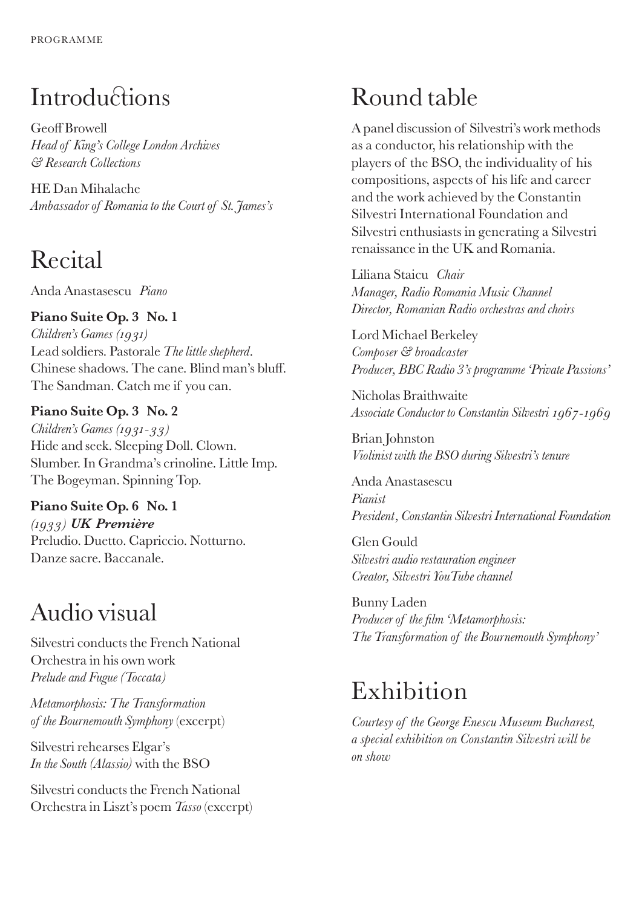## Introductions

Geoff Browell
*Head of King's College London Archives & Research Collections*

HE Dan Mihalache
*Ambassador of Romania to the Court of St. James's*

## Recital

Anda Anastasescu *Piano*

**Piano Suite Op. 3 No. 1**
*Children's Games (1931)*
Lead soldiers. Pastorale *The little shepherd*. Chinese shadows. The cane. Blind man's bluff. The Sandman. Catch me if you can.

**Piano Suite Op. 3 No. 2**
*Children's Games (1931-33)*
Hide and seek. Sleeping Doll. Clown. Slumber. In Grandma's crinoline. Little Imp. The Bogeyman. Spinning Top.

**Piano Suite Op. 6 No. 1**
*(1933)* ***UK Première***
Preludio. Duetto. Capriccio. Notturno. Danze sacre. Baccanale.

## Audio visual

Silvestri conducts the French National Orchestra in his own work *Prelude and Fugue (Toccata)*

*Metamorphosis: The Transformation of the Bournemouth Symphony* (excerpt)

Silvestri rehearses Elgar's *In the South (Alassio)* with the BSO

Silvestri conducts the French National Orchestra in Liszt's poem *Tasso* (excerpt)

## Round table

A panel discussion of Silvestri's work methods as a conductor, his relationship with the players of the BSO, the individuality of his compositions, aspects of his life and career and the work achieved by the Constantin Silvestri International Foundation and Silvestri enthusiasts in generating a Silvestri renaissance in the UK and Romania.

Liliana Staicu *Chair*
*Manager, Radio Romania Music Channel*
*Director, Romanian Radio orchestras and choirs*

Lord Michael Berkeley
*Composer & broadcaster*
*Producer, BBC Radio 3's programme 'Private Passions'*

Nicholas Braithwaite
*Associate Conductor to Constantin Silvestri 1967-1969*

Brian Johnston
*Violinist with the BSO during Silvestri's tenure*

Anda Anastasescu
*Pianist*
*President, Constantin Silvestri International Foundation*

Glen Gould
*Silvestri audio restauration engineer*
*Creator, Silvestri YouTube channel*

Bunny Laden
*Producer of the film 'Metamorphosis: The Transformation of the Bournemouth Symphony'*

## Exhibition

*Courtesy of the George Enescu Museum Bucharest, a special exhibition on Constantin Silvestri will be on show*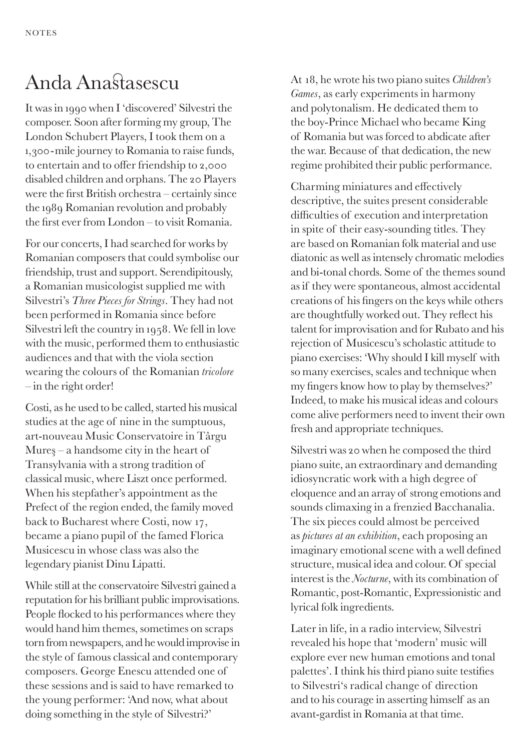# Anda Anastasescu

It was in 1990 when I 'discovered' Silvestri the composer. Soon after forming my group, The London Schubert Players, I took them on a 1,300-mile journey to Romania to raise funds, to entertain and to offer friendship to 2,000 disabled children and orphans. The 20 Players were the first British orchestra – certainly since the 1989 Romanian revolution and probably the first ever from London – to visit Romania.

For our concerts, I had searched for works by Romanian composers that could symbolise our friendship, trust and support. Serendipitously, a Romanian musicologist supplied me with Silvestri's *Three Pieces for Strings*. They had not been performed in Romania since before Silvestri left the country in 1958. We fell in love with the music, performed them to enthusiastic audiences and that with the viola section wearing the colours of the Romanian *tricolore* – in the right order!

Costi, as he used to be called, started his musical studies at the age of nine in the sumptuous, art-nouveau Music Conservatoire in Târgu Mureş – a handsome city in the heart of Transylvania with a strong tradition of classical music, where Liszt once performed. When his stepfather's appointment as the Prefect of the region ended, the family moved back to Bucharest where Costi, now 17, became a piano pupil of the famed Florica Musicescu in whose class was also the legendary pianist Dinu Lipatti.

While still at the conservatoire Silvestri gained a reputation for his brilliant public improvisations. People flocked to his performances where they would hand him themes, sometimes on scraps torn from newspapers, and he would improvise in the style of famous classical and contemporary composers. George Enescu attended one of these sessions and is said to have remarked to the young performer: 'And now, what about doing something in the style of Silvestri?'

At 18, he wrote his two piano suites *Children's Games*, as early experiments in harmony and polytonalism. He dedicated them to the boy-Prince Michael who became King of Romania but was forced to abdicate after the war. Because of that dedication, the new regime prohibited their public performance.

Charming miniatures and effectively descriptive, the suites present considerable difficulties of execution and interpretation in spite of their easy-sounding titles. They are based on Romanian folk material and use diatonic as well as intensely chromatic melodies and bi-tonal chords. Some of the themes sound as if they were spontaneous, almost accidental creations of his fingers on the keys while others are thoughtfully worked out. They reflect his talent for improvisation and for Rubato and his rejection of Musicescu's scholastic attitude to piano exercises: 'Why should I kill myself with so many exercises, scales and technique when my fingers know how to play by themselves?' Indeed, to make his musical ideas and colours come alive performers need to invent their own fresh and appropriate techniques.

Silvestri was 20 when he composed the third piano suite, an extraordinary and demanding idiosyncratic work with a high degree of eloquence and an array of strong emotions and sounds climaxing in a frenzied Bacchanalia. The six pieces could almost be perceived as *pictures at an exhibition*, each proposing an imaginary emotional scene with a well defined structure, musical idea and colour. Of special interest is the *Nocturne*, with its combination of Romantic, post-Romantic, Expressionistic and lyrical folk ingredients.

Later in life, in a radio interview, Silvestri revealed his hope that 'modern' music will explore ever new human emotions and tonal palettes'. I think his third piano suite testifies to Silvestri's radical change of direction and to his courage in asserting himself as an avant-gardist in Romania at that time.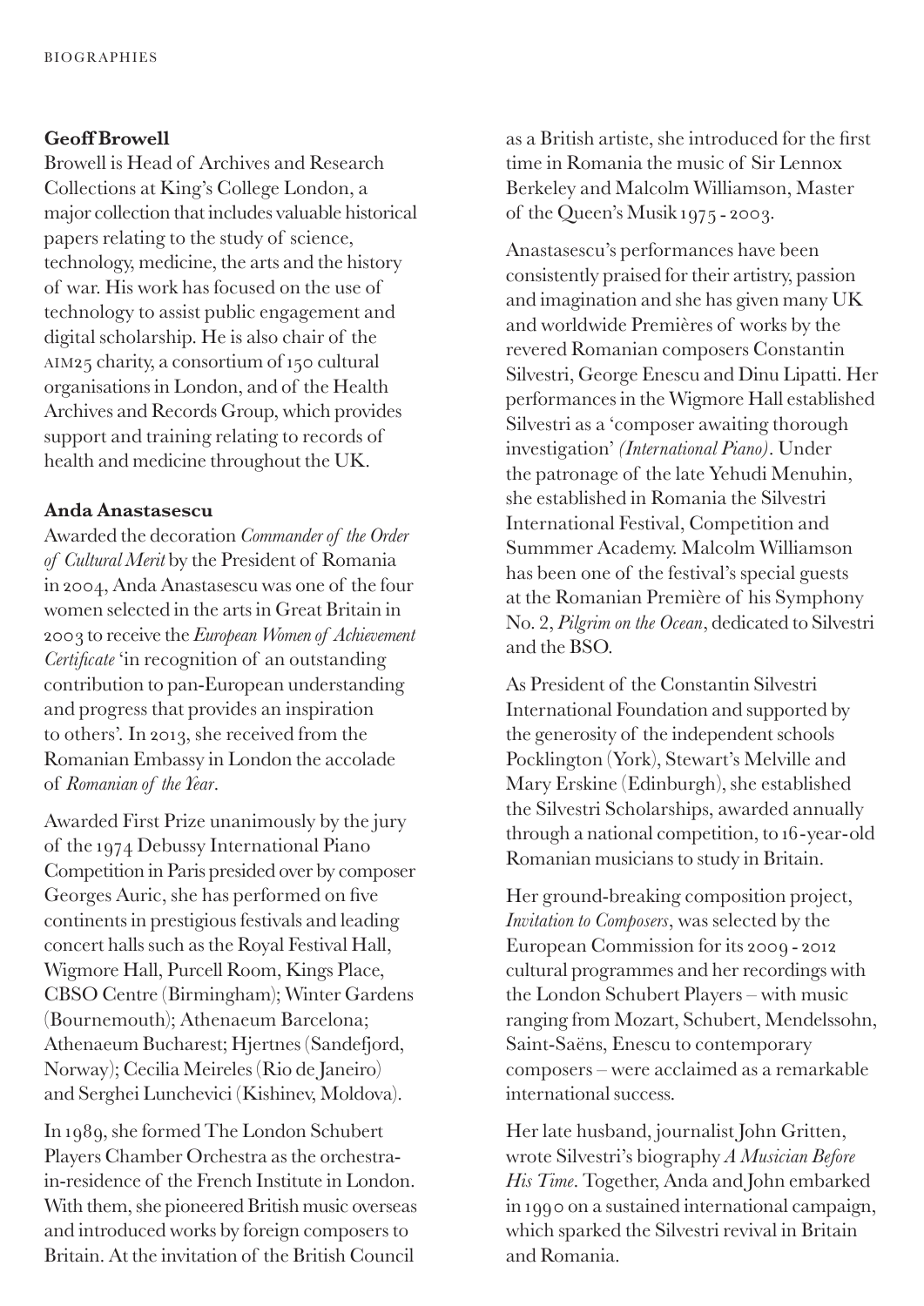**Geoff Browell**

Browell is Head of Archives and Research Collections at King's College London, a major collection that includes valuable historical papers relating to the study of science, technology, medicine, the arts and the history of war. His work has focused on the use of technology to assist public engagement and digital scholarship. He is also chair of the AIM25 charity, a consortium of 150 cultural organisations in London, and of the Health Archives and Records Group, which provides support and training relating to records of health and medicine throughout the UK.

**Anda Anastasescu**

Awarded the decoration *Commander of the Order of Cultural Merit* by the President of Romania in 2004, Anda Anastasescu was one of the four women selected in the arts in Great Britain in 2003 to receive the *European Women of Achievement Certificate* 'in recognition of an outstanding contribution to pan-European understanding and progress that provides an inspiration to others'. In 2013, she received from the Romanian Embassy in London the accolade of *Romanian of the Year*.

Awarded First Prize unanimously by the jury of the 1974 Debussy International Piano Competition in Paris presided over by composer Georges Auric, she has performed on five continents in prestigious festivals and leading concert halls such as the Royal Festival Hall, Wigmore Hall, Purcell Room, Kings Place, CBSO Centre (Birmingham); Winter Gardens (Bournemouth); Athenaeum Barcelona; Athenaeum Bucharest; Hjertnes (Sandefjord, Norway); Cecilia Meireles (Rio de Janeiro) and Serghei Lunchevici (Kishinev, Moldova).

In 1989, she formed The London Schubert Players Chamber Orchestra as the orchestra-in-residence of the French Institute in London. With them, she pioneered British music overseas and introduced works by foreign composers to Britain. At the invitation of the British Council as a British artiste, she introduced for the first time in Romania the music of Sir Lennox Berkeley and Malcolm Williamson, Master of the Queen's Musik 1975 - 2003.

Anastasescu's performances have been consistently praised for their artistry, passion and imagination and she has given many UK and worldwide Premières of works by the revered Romanian composers Constantin Silvestri, George Enescu and Dinu Lipatti. Her performances in the Wigmore Hall established Silvestri as a 'composer awaiting thorough investigation' *(International Piano)*. Under the patronage of the late Yehudi Menuhin, she established in Romania the Silvestri International Festival, Competition and Summmer Academy. Malcolm Williamson has been one of the festival's special guests at the Romanian Première of his Symphony No. 2, *Pilgrim on the Ocean*, dedicated to Silvestri and the BSO.

As President of the Constantin Silvestri International Foundation and supported by the generosity of the independent schools Pocklington (York), Stewart's Melville and Mary Erskine (Edinburgh), she established the Silvestri Scholarships, awarded annually through a national competition, to 16-year-old Romanian musicians to study in Britain.

Her ground-breaking composition project, *Invitation to Composers*, was selected by the European Commission for its 2009 - 2012 cultural programmes and her recordings with the London Schubert Players – with music ranging from Mozart, Schubert, Mendelssohn, Saint-Saëns, Enescu to contemporary composers – were acclaimed as a remarkable international success.

Her late husband, journalist John Gritten, wrote Silvestri's biography *A Musician Before His Time*. Together, Anda and John embarked in 1990 on a sustained international campaign, which sparked the Silvestri revival in Britain and Romania.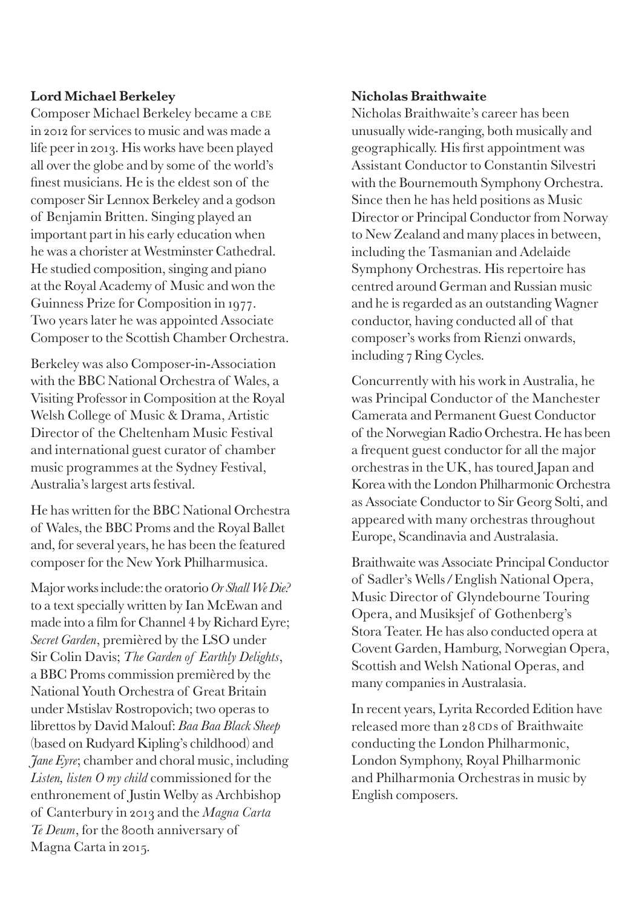**Lord Michael Berkeley**

Composer Michael Berkeley became a CBE in 2012 for services to music and was made a life peer in 2013. His works have been played all over the globe and by some of the world's finest musicians. He is the eldest son of the composer Sir Lennox Berkeley and a godson of Benjamin Britten. Singing played an important part in his early education when he was a chorister at Westminster Cathedral. He studied composition, singing and piano at the Royal Academy of Music and won the Guinness Prize for Composition in 1977. Two years later he was appointed Associate Composer to the Scottish Chamber Orchestra.

Berkeley was also Composer-in-Association with the BBC National Orchestra of Wales, a Visiting Professor in Composition at the Royal Welsh College of Music & Drama, Artistic Director of the Cheltenham Music Festival and international guest curator of chamber music programmes at the Sydney Festival, Australia's largest arts festival.

He has written for the BBC National Orchestra of Wales, the BBC Proms and the Royal Ballet and, for several years, he has been the featured composer for the New York Philharmusica.

Major works include: the oratorio *Or Shall We Die?* to a text specially written by Ian McEwan and made into a film for Channel 4 by Richard Eyre; *Secret Garden*, premièred by the LSO under Sir Colin Davis; *The Garden of Earthly Delights*, a BBC Proms commission premièred by the National Youth Orchestra of Great Britain under Mstislav Rostropovich; two operas to librettos by David Malouf: *Baa Baa Black Sheep* (based on Rudyard Kipling's childhood) and *Jane Eyre*; chamber and choral music, including *Listen, listen O my child* commissioned for the enthronement of Justin Welby as Archbishop of Canterbury in 2013 and the *Magna Carta Te Deum*, for the 800th anniversary of Magna Carta in 2015.

**Nicholas Braithwaite**

Nicholas Braithwaite's career has been unusually wide-ranging, both musically and geographically. His first appointment was Assistant Conductor to Constantin Silvestri with the Bournemouth Symphony Orchestra. Since then he has held positions as Music Director or Principal Conductor from Norway to New Zealand and many places in between, including the Tasmanian and Adelaide Symphony Orchestras. His repertoire has centred around German and Russian music and he is regarded as an outstanding Wagner conductor, having conducted all of that composer's works from Rienzi onwards, including 7 Ring Cycles.

Concurrently with his work in Australia, he was Principal Conductor of the Manchester Camerata and Permanent Guest Conductor of the Norwegian Radio Orchestra. He has been a frequent guest conductor for all the major orchestras in the UK, has toured Japan and Korea with the London Philharmonic Orchestra as Associate Conductor to Sir Georg Solti, and appeared with many orchestras throughout Europe, Scandinavia and Australasia.

Braithwaite was Associate Principal Conductor of Sadler's Wells / English National Opera, Music Director of Glyndebourne Touring Opera, and Musiksjef of Gothenberg's Stora Teater. He has also conducted opera at Covent Garden, Hamburg, Norwegian Opera, Scottish and Welsh National Operas, and many companies in Australasia.

In recent years, Lyrita Recorded Edition have released more than 28 CDs of Braithwaite conducting the London Philharmonic, London Symphony, Royal Philharmonic and Philharmonia Orchestras in music by English composers.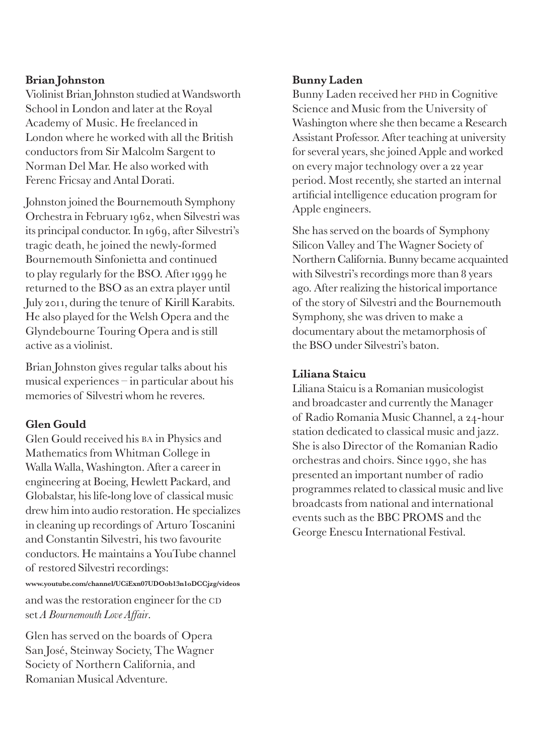### Brian Johnston

Violinist Brian Johnston studied at Wandsworth School in London and later at the Royal Academy of Music. He freelanced in London where he worked with all the British conductors from Sir Malcolm Sargent to Norman Del Mar. He also worked with Ferenc Fricsay and Antal Dorati.

Johnston joined the Bournemouth Symphony Orchestra in February 1962, when Silvestri was its principal conductor. In 1969, after Silvestri's tragic death, he joined the newly-formed Bournemouth Sinfonietta and continued to play regularly for the BSO. After 1999 he returned to the BSO as an extra player until July 2011, during the tenure of Kirill Karabits. He also played for the Welsh Opera and the Glyndebourne Touring Opera and is still active as a violinist.

Brian Johnston gives regular talks about his musical experiences – in particular about his memories of Silvestri whom he reveres.

### Glen Gould

Glen Gould received his BA in Physics and Mathematics from Whitman College in Walla Walla, Washington. After a career in engineering at Boeing, Hewlett Packard, and Globalstar, his life-long love of classical music drew him into audio restoration. He specializes in cleaning up recordings of Arturo Toscanini and Constantin Silvestri, his two favourite conductors. He maintains a YouTube channel of restored Silvestri recordings:

**www.youtube.com/channel/UCiExn07UDOob13n1oDCCjzg/videos**

and was the restoration engineer for the CD set *A Bournemouth Love Affair*.

Glen has served on the boards of Opera San José, Steinway Society, The Wagner Society of Northern California, and Romanian Musical Adventure.

### Bunny Laden

Bunny Laden received her PHD in Cognitive Science and Music from the University of Washington where she then became a Research Assistant Professor. After teaching at university for several years, she joined Apple and worked on every major technology over a 22 year period. Most recently, she started an internal artificial intelligence education program for Apple engineers.

She has served on the boards of Symphony Silicon Valley and The Wagner Society of Northern California. Bunny became acquainted with Silvestri's recordings more than 8 years ago. After realizing the historical importance of the story of Silvestri and the Bournemouth Symphony, she was driven to make a documentary about the metamorphosis of the BSO under Silvestri's baton.

### Liliana Staicu

Liliana Staicu is a Romanian musicologist and broadcaster and currently the Manager of Radio Romania Music Channel, a 24-hour station dedicated to classical music and jazz. She is also Director of the Romanian Radio orchestras and choirs. Since 1990, she has presented an important number of radio programmes related to classical music and live broadcasts from national and international events such as the BBC PROMS and the George Enescu International Festival.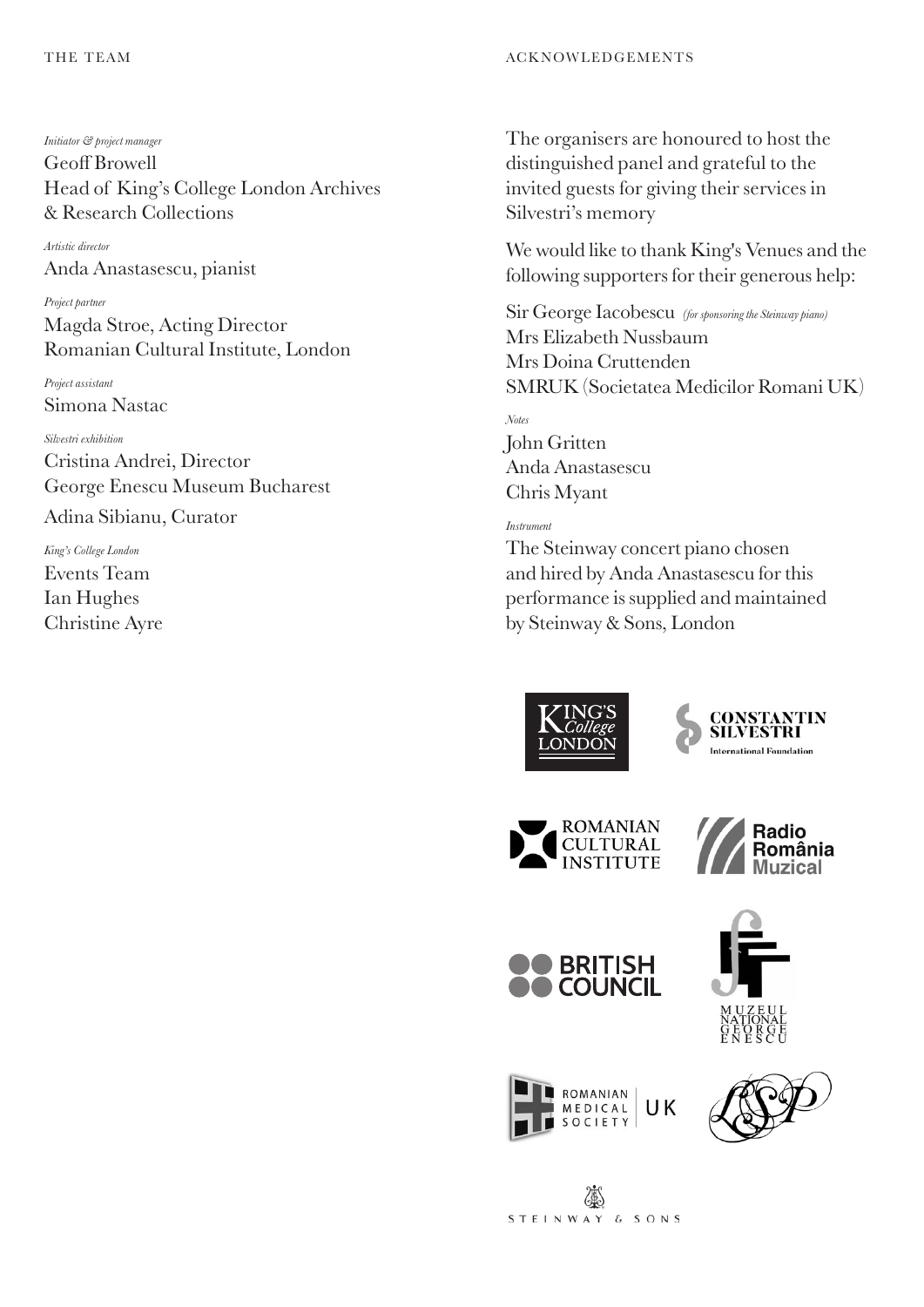## THE TEAM

*Initiator & project manager*
Geoff Browell
Head of King's College London Archives & Research Collections

*Artistic director*
Anda Anastasescu, pianist

*Project partner*
Magda Stroe, Acting Director
Romanian Cultural Institute, London

*Project assistant*
Simona Nastac

*Silvestri exhibition*
Cristina Andrei, Director
George Enescu Museum Bucharest

Adina Sibianu, Curator

*King's College London*
Events Team
Ian Hughes
Christine Ayre

## ACKNOWLEDGEMENTS

The organisers are honoured to host the distinguished panel and grateful to the invited guests for giving their services in Silvestri's memory

We would like to thank King's Venues and the following supporters for their generous help:

Sir George Iacobescu *(for sponsoring the Steinway piano)*
Mrs Elizabeth Nussbaum
Mrs Doina Cruttenden
SMRUK (Societatea Medicilor Romani UK)

*Notes*
John Gritten
Anda Anastasescu
Chris Myant

*Instrument*
The Steinway concert piano chosen and hired by Anda Anastasescu for this performance is supplied and maintained by Steinway & Sons, London

King's College London
Constantin Silvestri International Foundation
Romanian Cultural Institute
Radio România Muzical
British Council
Muzeul Național George Enescu
Romanian Medical Society UK
LSP
Steinway & Sons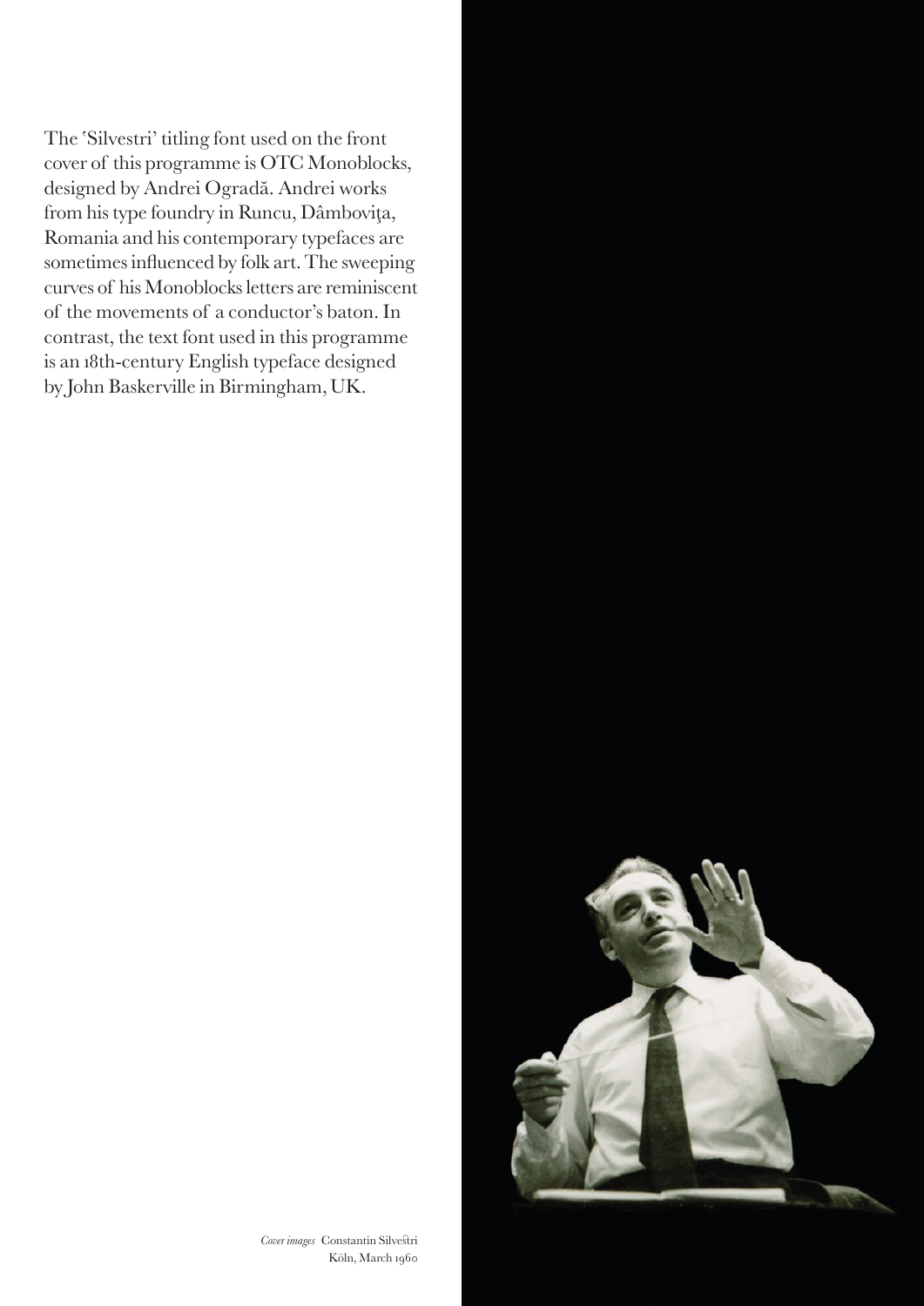The 'Silvestri' titling font used on the front cover of this programme is OTC Monoblocks, designed by Andrei Ogradă. Andrei works from his type foundry in Runcu, Dâmbovița, Romania and his contemporary typefaces are sometimes influenced by folk art. The sweeping curves of his Monoblocks letters are reminiscent of the movements of a conductor's baton. In contrast, the text font used in this programme is an 18th-century English typeface designed by John Baskerville in Birmingham, UK.

*Cover images* Constantin Silvestri
Köln, March 1960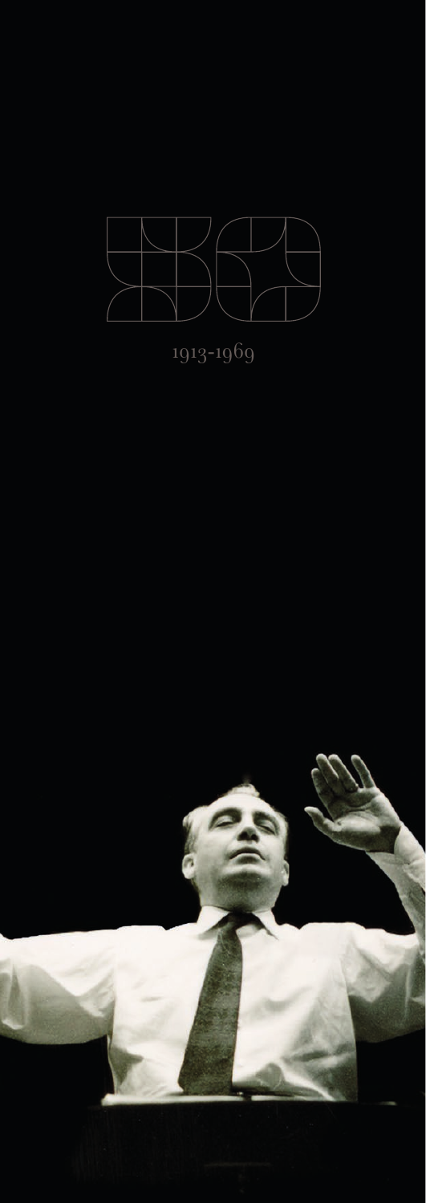1913-1969